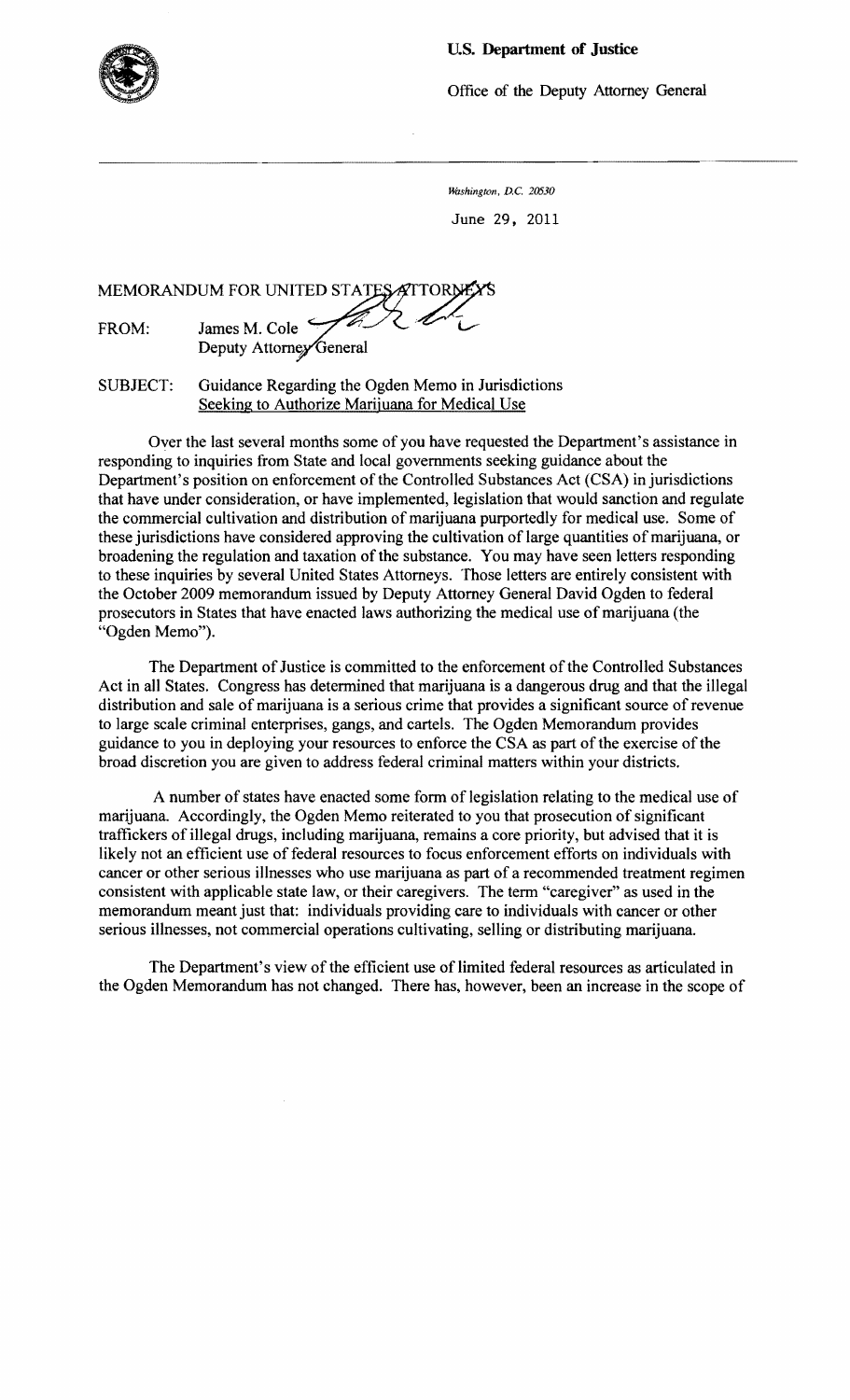**U.S. Department of Justice**

Office of the Deputy Attorney General

*Washington, D.C. 20530*

June 29, 2011

MEMORANDUM FOR UNITED STATES ATTORNEYS

FROM: James M. Cole
Deputy Attorney General

SUBJECT: Guidance Regarding the Ogden Memo in Jurisdictions Seeking to Authorize Marijuana for Medical Use

Over the last several months some of you have requested the Department's assistance in responding to inquiries from State and local governments seeking guidance about the Department's position on enforcement of the Controlled Substances Act (CSA) in jurisdictions that have under consideration, or have implemented, legislation that would sanction and regulate the commercial cultivation and distribution of marijuana purportedly for medical use. Some of these jurisdictions have considered approving the cultivation of large quantities of marijuana, or broadening the regulation and taxation of the substance. You may have seen letters responding to these inquiries by several United States Attorneys. Those letters are entirely consistent with the October 2009 memorandum issued by Deputy Attorney General David Ogden to federal prosecutors in States that have enacted laws authorizing the medical use of marijuana (the "Ogden Memo").

The Department of Justice is committed to the enforcement of the Controlled Substances Act in all States. Congress has determined that marijuana is a dangerous drug and that the illegal distribution and sale of marijuana is a serious crime that provides a significant source of revenue to large scale criminal enterprises, gangs, and cartels. The Ogden Memorandum provides guidance to you in deploying your resources to enforce the CSA as part of the exercise of the broad discretion you are given to address federal criminal matters within your districts.

A number of states have enacted some form of legislation relating to the medical use of marijuana. Accordingly, the Ogden Memo reiterated to you that prosecution of significant traffickers of illegal drugs, including marijuana, remains a core priority, but advised that it is likely not an efficient use of federal resources to focus enforcement efforts on individuals with cancer or other serious illnesses who use marijuana as part of a recommended treatment regimen consistent with applicable state law, or their caregivers. The term "caregiver" as used in the memorandum meant just that: individuals providing care to individuals with cancer or other serious illnesses, not commercial operations cultivating, selling or distributing marijuana.

The Department's view of the efficient use of limited federal resources as articulated in the Ogden Memorandum has not changed. There has, however, been an increase in the scope of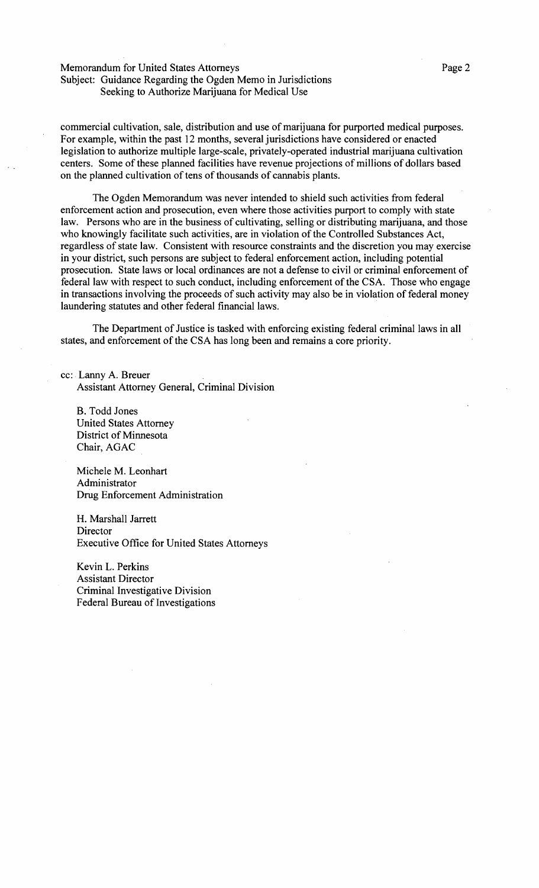commercial cultivation, sale, distribution and use of marijuana for purported medical purposes. For example, within the past 12 months, several jurisdictions have considered or enacted legislation to authorize multiple large-scale, privately-operated industrial marijuana cultivation centers. Some of these planned facilities have revenue projections of millions of dollars based on the planned cultivation of tens of thousands of cannabis plants.

The Ogden Memorandum was never intended to shield such activities from federal enforcement action and prosecution, even where those activities purport to comply with state law. Persons who are in the business of cultivating, selling or distributing marijuana, and those who knowingly facilitate such activities, are in violation of the Controlled Substances Act, regardless of state law. Consistent with resource constraints and the discretion you may exercise in your district, such persons are subject to federal enforcement action, including potential prosecution. State laws or local ordinances are not a defense to civil or criminal enforcement of federal law with respect to such conduct, including enforcement of the CSA. Those who engage in transactions involving the proceeds of such activity may also be in violation of federal money laundering statutes and other federal financial laws.

The Department of Justice is tasked with enforcing existing federal criminal laws in all states, and enforcement of the CSA has long been and remains a core priority.

cc: Lanny A. Breuer
Assistant Attorney General, Criminal Division

B. Todd Jones
United States Attorney
District of Minnesota
Chair, AGAC

Michele M. Leonhart
Administrator
Drug Enforcement Administration

H. Marshall Jarrett
Director
Executive Office for United States Attorneys

Kevin L. Perkins
Assistant Director
Criminal Investigative Division
Federal Bureau of Investigations